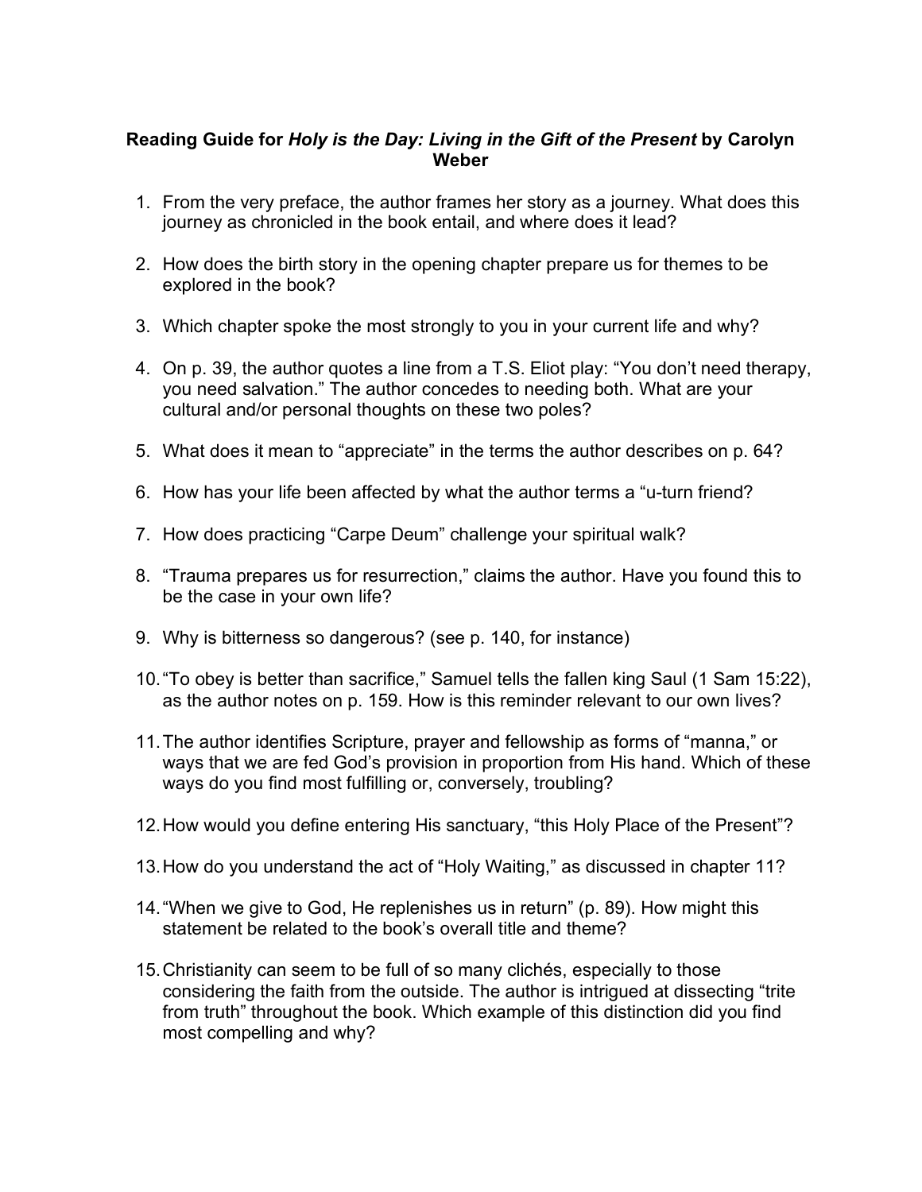**Reading Guide for *Holy is the Day: Living in the Gift of the Present* by Carolyn Weber**

1. From the very preface, the author frames her story as a journey. What does this journey as chronicled in the book entail, and where does it lead?

2. How does the birth story in the opening chapter prepare us for themes to be explored in the book?

3. Which chapter spoke the most strongly to you in your current life and why?

4. On p. 39, the author quotes a line from a T.S. Eliot play: "You don't need therapy, you need salvation." The author concedes to needing both. What are your cultural and/or personal thoughts on these two poles?

5. What does it mean to "appreciate" in the terms the author describes on p. 64?

6. How has your life been affected by what the author terms a "u-turn friend?

7. How does practicing "Carpe Deum" challenge your spiritual walk?

8. "Trauma prepares us for resurrection," claims the author. Have you found this to be the case in your own life?

9. Why is bitterness so dangerous? (see p. 140, for instance)

10. "To obey is better than sacrifice," Samuel tells the fallen king Saul (1 Sam 15:22), as the author notes on p. 159. How is this reminder relevant to our own lives?

11. The author identifies Scripture, prayer and fellowship as forms of "manna," or ways that we are fed God's provision in proportion from His hand. Which of these ways do you find most fulfilling or, conversely, troubling?

12. How would you define entering His sanctuary, "this Holy Place of the Present"?

13. How do you understand the act of "Holy Waiting," as discussed in chapter 11?

14. "When we give to God, He replenishes us in return" (p. 89). How might this statement be related to the book's overall title and theme?

15. Christianity can seem to be full of so many clichés, especially to those considering the faith from the outside. The author is intrigued at dissecting "trite from truth" throughout the book. Which example of this distinction did you find most compelling and why?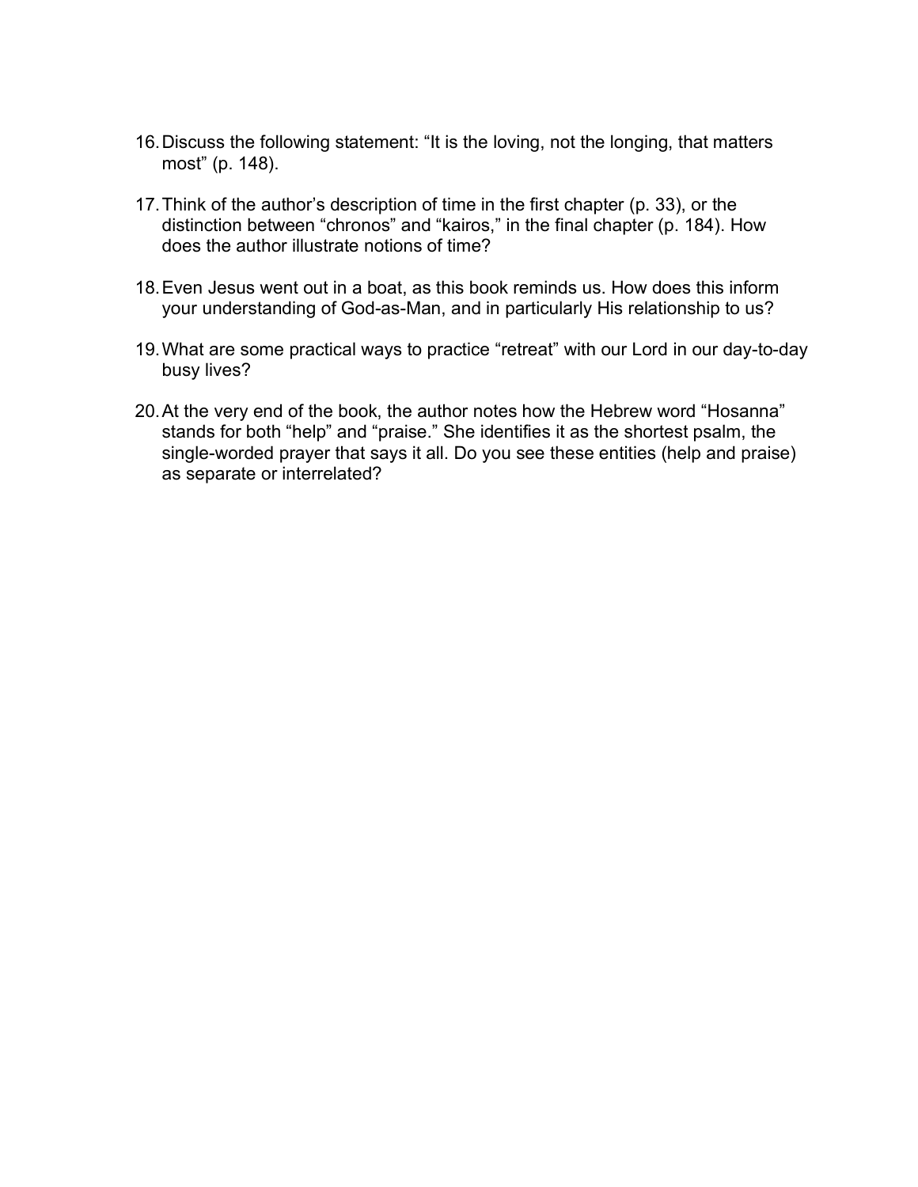16. Discuss the following statement: "It is the loving, not the longing, that matters most" (p. 148).

17. Think of the author's description of time in the first chapter (p. 33), or the distinction between "chronos" and "kairos," in the final chapter (p. 184). How does the author illustrate notions of time?

18. Even Jesus went out in a boat, as this book reminds us. How does this inform your understanding of God-as-Man, and in particularly His relationship to us?

19. What are some practical ways to practice "retreat" with our Lord in our day-to-day busy lives?

20. At the very end of the book, the author notes how the Hebrew word "Hosanna" stands for both "help" and "praise." She identifies it as the shortest psalm, the single-worded prayer that says it all. Do you see these entities (help and praise) as separate or interrelated?